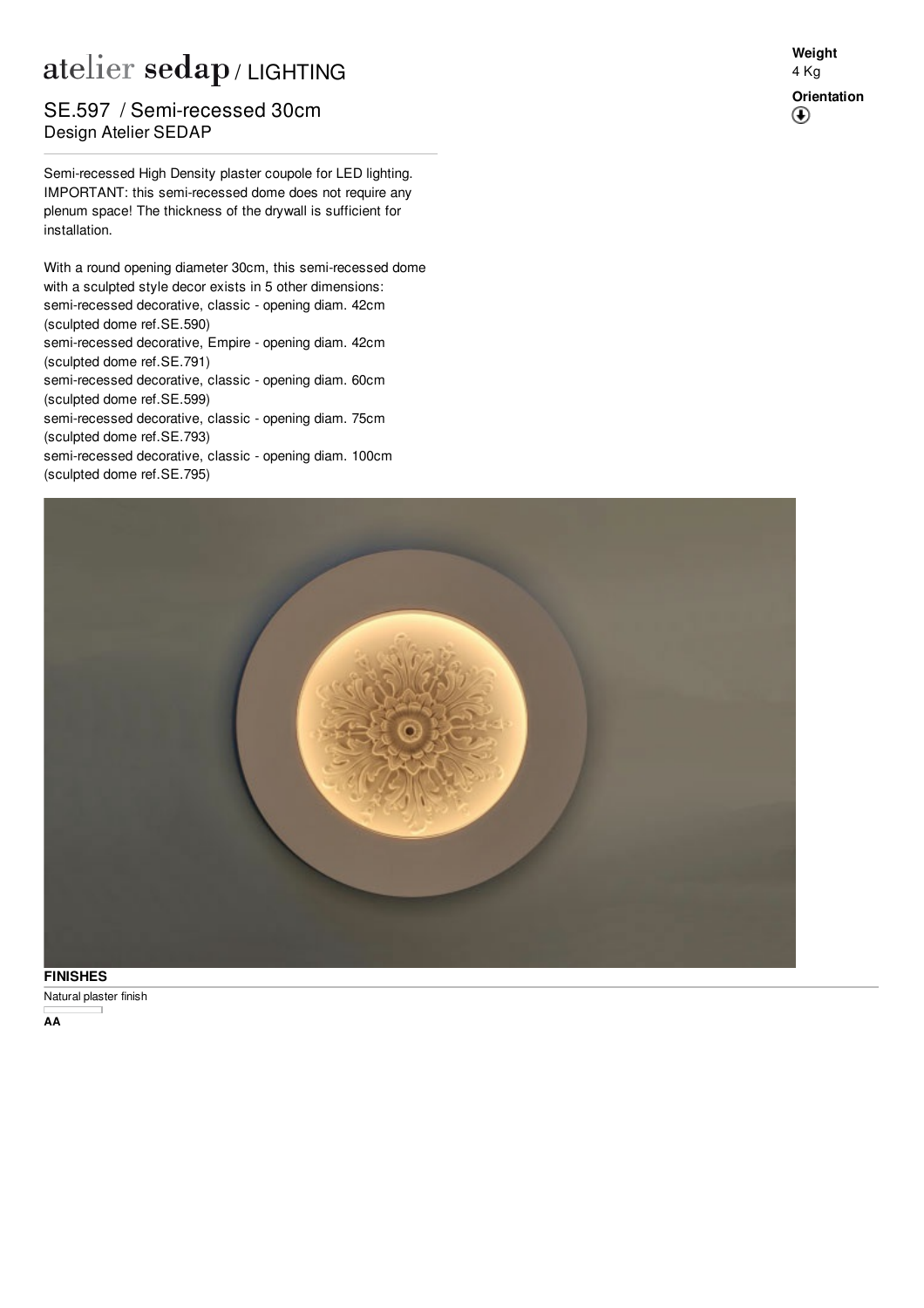# atelier sedap / LIGHTING

## SE.597 / Semi-recessed 30cm

Design Atelier SEDAP

**Weight**
4 Kg

**Orientation**

Semi-recessed High Density plaster coupole for LED lighting. IMPORTANT: this semi-recessed dome does not require any plenum space! The thickness of the drywall is sufficient for installation.

With a round opening diameter 30cm, this semi-recessed dome with a sculpted style decor exists in 5 other dimensions:
semi-recessed decorative, classic - opening diam. 42cm (sculpted dome ref.SE.590)
semi-recessed decorative, Empire - opening diam. 42cm (sculpted dome ref.SE.791)
semi-recessed decorative, classic - opening diam. 60cm (sculpted dome ref.SE.599)
semi-recessed decorative, classic - opening diam. 75cm (sculpted dome ref.SE.793)
semi-recessed decorative, classic - opening diam. 100cm (sculpted dome ref.SE.795)

**FINISHES**

Natural plaster finish

**AA**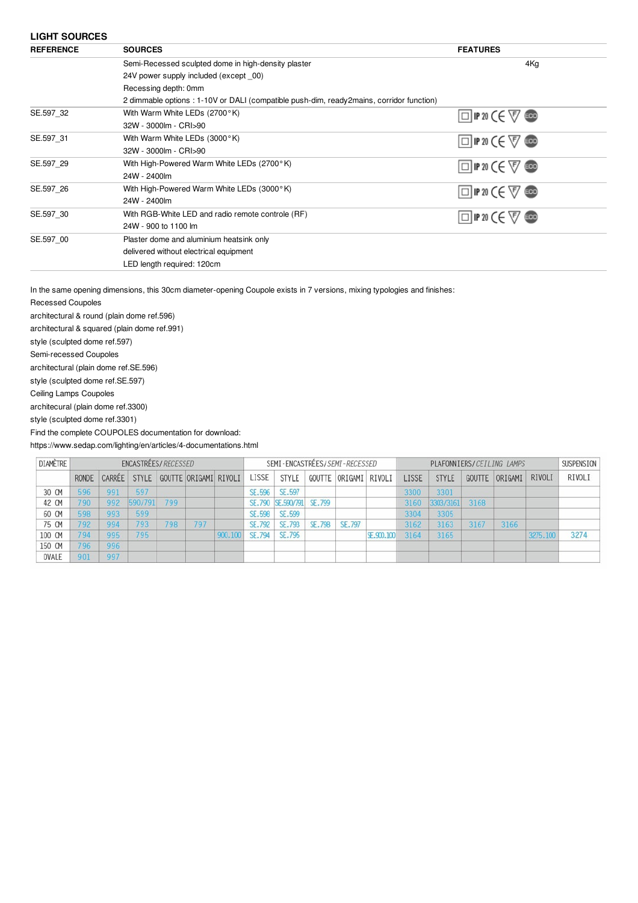## LIGHT SOURCES

| REFERENCE | SOURCES | FEATURES |
|---|---|---|
| | Semi-Recessed sculpted dome in high-density plaster<br>24V power supply included (except _00)<br>Recessing depth: 0mm<br>2 dimmable options : 1-10V or DALI (compatible push-dim, ready2mains, corridor function) | 4Kg |
| SE.597_32 | With Warm White LEDs (2700°K)<br>32W - 3000lm - CRI>90 | IP 20 CE |
| SE.597_31 | With Warm White LEDs (3000°K)<br>32W - 3000lm - CRI>90 | IP 20 CE |
| SE.597_29 | With High-Powered Warm White LEDs (2700°K)<br>24W - 2400lm | IP 20 CE |
| SE.597_26 | With High-Powered Warm White LEDs (3000°K)<br>24W - 2400lm | IP 20 CE |
| SE.597_30 | With RGB-White LED and radio remote controle (RF)<br>24W - 900 to 1100 lm | IP 20 CE |
| SE.597_00 | Plaster dome and aluminium heatsink only<br>delivered without electrical equipment<br>LED length required: 120cm | |

In the same opening dimensions, this 30cm diameter-opening Coupole exists in 7 versions, mixing typologies and finishes:

Recessed Coupoles

architectural & round (plain dome ref.596)

architectural & squared (plain dome ref.991)

style (sculpted dome ref.597)

Semi-recessed Coupoles

architectural (plain dome ref.SE.596)

style (sculpted dome ref.SE.597)

Ceiling Lamps Coupoles

architecural (plain dome ref.3300)

style (sculpted dome ref.3301)

Find the complete COUPOLES documentation for download:

https://www.sedap.com/lighting/en/articles/4-documentations.html

| DIAMÈTRE | ENCASTRÉES/*RECESSED* | | | | | | SEMI-ENCASTRÉES/*SEMI-RECESSED* | | | | | PLAFONNIERS/*CEILING LAMPS* | | | | | SUSPENSION |
|---|---|---|---|---|---|---|---|---|---|---|---|---|---|---|---|---|---|
| | RONDE | CARRÉE | STYLE | GOUTTE | ORIGAMI | RIVOLI | LISSE | STYLE | GOUTTE | ORIGAMI | RIVOLI | LISSE | STYLE | GOUTTE | ORIGAMI | RIVOLI | RIVOLI |
| 30 CM | 596 | 991 | 597 | | | | SE.596 | SE.597 | | | | 3300 | 3301 | | | | |
| 42 CM | 790 | 992 | 590/791 | 799 | | | SE.790 | SE.590/791 | SE.799 | | | 3160 | 3303/3161 | 3168 | | | |
| 60 CM | 598 | 993 | 599 | | | | SE.598 | SE.599 | | | | 3304 | 3305 | | | | |
| 75 CM | 792 | 994 | 793 | 798 | 797 | | SE.792 | SE.793 | SE.798 | SE.797 | | 3162 | 3163 | 3167 | 3166 | | |
| 100 CM | 794 | 995 | 795 | | | 900.100 | SE.794 | SE.795 | | | SE.900.100 | 3164 | 3165 | | | 3275.100 | 3274 |
| 150 CM | 796 | 996 | | | | | | | | | | | | | | | |
| OVALE | 901 | 997 | | | | | | | | | | | | | | | |